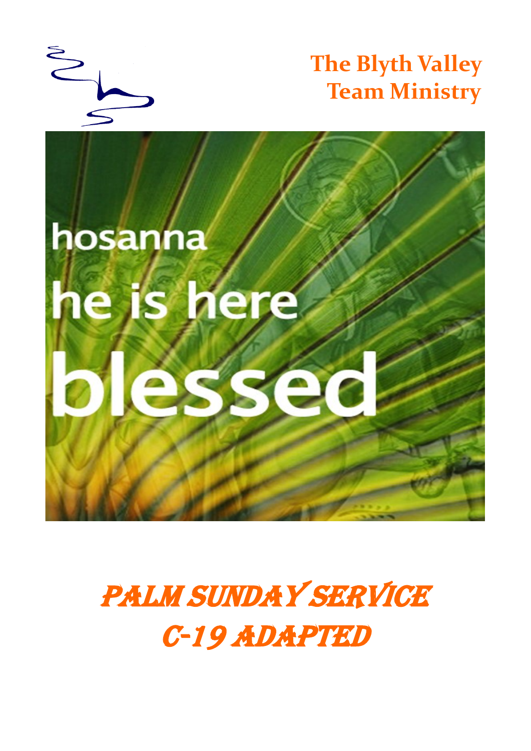**The Blyth Valley Team Ministry**

hosanna

he is here

blessed

# PALM SUNDAY SERVICE C-19 ADAPTED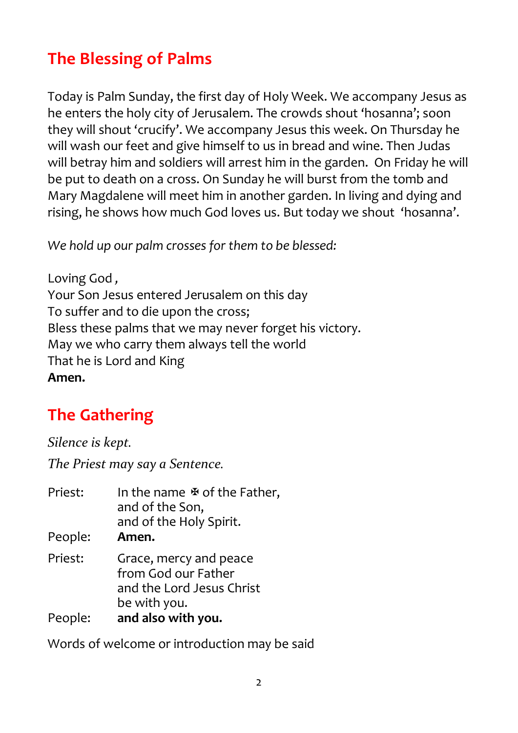## The Blessing of Palms

Today is Palm Sunday, the first day of Holy Week. We accompany Jesus as he enters the holy city of Jerusalem. The crowds shout 'hosanna'; soon they will shout 'crucify'. We accompany Jesus this week. On Thursday he will wash our feet and give himself to us in bread and wine. Then Judas will betray him and soldiers will arrest him in the garden. On Friday he will be put to death on a cross. On Sunday he will burst from the tomb and Mary Magdalene will meet him in another garden. In living and dying and rising, he shows how much God loves us. But today we shout 'hosanna'.

*We hold up our palm crosses for them to be blessed:*

Loving God ,
Your Son Jesus entered Jerusalem on this day
To suffer and to die upon the cross;
Bless these palms that we may never forget his victory.
May we who carry them always tell the world
That he is Lord and King
**Amen.**

## The Gathering

*Silence is kept.*

*The Priest may say a Sentence.*

Priest: In the name ✠ of the Father,
and of the Son,
and of the Holy Spirit.
People: **Amen.**

Priest: Grace, mercy and peace
from God our Father
and the Lord Jesus Christ
be with you.
People: **and also with you.**

Words of welcome or introduction may be said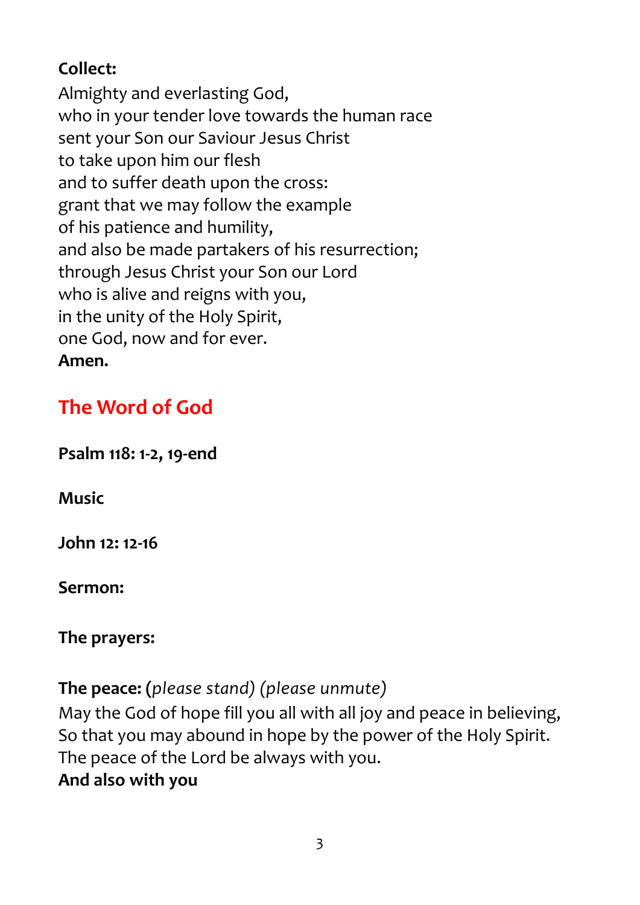**Collect:**

Almighty and everlasting God,
who in your tender love towards the human race
sent your Son our Saviour Jesus Christ
to take upon him our flesh
and to suffer death upon the cross:
grant that we may follow the example
of his patience and humility,
and also be made partakers of his resurrection;
through Jesus Christ your Son our Lord
who is alive and reigns with you,
in the unity of the Holy Spirit,
one God, now and for ever.
**Amen.**

## The Word of God

**Psalm 118: 1-2, 19-end**

**Music**

**John 12: 12-16**

**Sermon:**

**The prayers:**

**The peace: (***please stand) (please unmute)*
May the God of hope fill you all with all joy and peace in believing,
So that you may abound in hope by the power of the Holy Spirit.
The peace of the Lord be always with you.
**And also with you**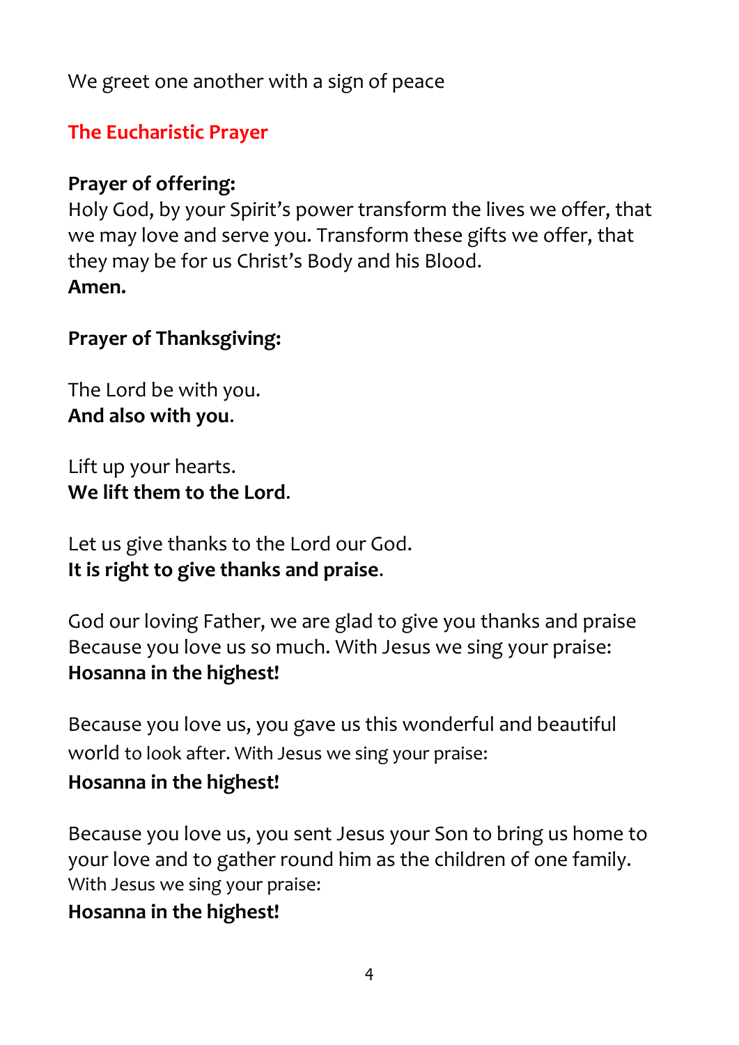We greet one another with a sign of peace

## The Eucharistic Prayer

**Prayer of offering:**
Holy God, by your Spirit's power transform the lives we offer, that we may love and serve you. Transform these gifts we offer, that they may be for us Christ's Body and his Blood.
**Amen.**

**Prayer of Thanksgiving:**

The Lord be with you.
**And also with you**.

Lift up your hearts.
**We lift them to the Lord**.

Let us give thanks to the Lord our God.
**It is right to give thanks and praise**.

God our loving Father, we are glad to give you thanks and praise Because you love us so much. With Jesus we sing your praise:
**Hosanna in the highest!**

Because you love us, you gave us this wonderful and beautiful world to look after. With Jesus we sing your praise:
**Hosanna in the highest!**

Because you love us, you sent Jesus your Son to bring us home to your love and to gather round him as the children of one family. With Jesus we sing your praise:
**Hosanna in the highest!**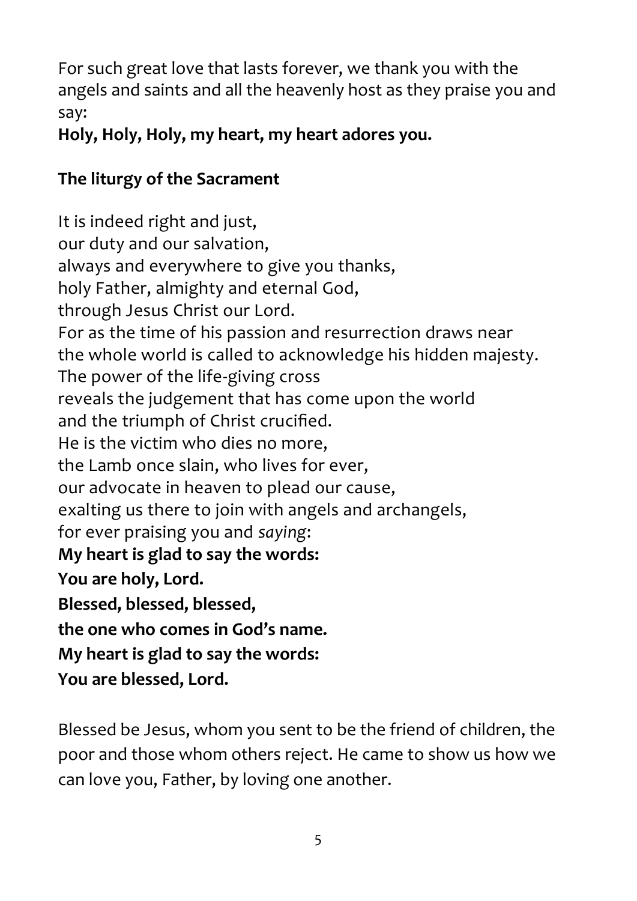For such great love that lasts forever, we thank you with the angels and saints and all the heavenly host as they praise you and say:

**Holy, Holy, Holy, my heart, my heart adores you.**

**The liturgy of the Sacrament**

It is indeed right and just,
our duty and our salvation,
always and everywhere to give you thanks,
holy Father, almighty and eternal God,
through Jesus Christ our Lord.
For as the time of his passion and resurrection draws near
the whole world is called to acknowledge his hidden majesty.
The power of the life-giving cross
reveals the judgement that has come upon the world
and the triumph of Christ crucified.
He is the victim who dies no more,
the Lamb once slain, who lives for ever,
our advocate in heaven to plead our cause,
exalting us there to join with angels and archangels,
for ever praising you and *saying*:
**My heart is glad to say the words:**
**You are holy, Lord.**
**Blessed, blessed, blessed,**
**the one who comes in God's name.**
**My heart is glad to say the words:**
**You are blessed, Lord.**

Blessed be Jesus, whom you sent to be the friend of children, the poor and those whom others reject. He came to show us how we can love you, Father, by loving one another.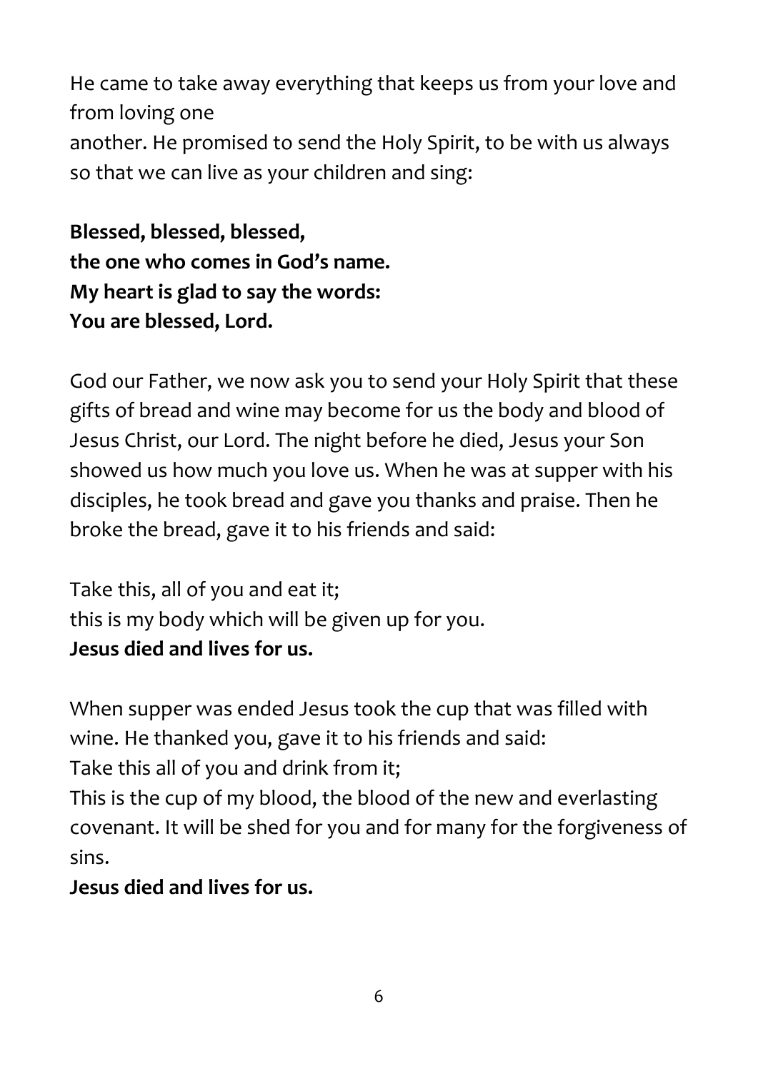He came to take away everything that keeps us from your love and from loving one
another. He promised to send the Holy Spirit, to be with us always so that we can live as your children and sing:

**Blessed, blessed, blessed,**
**the one who comes in God's name.**
**My heart is glad to say the words:**
**You are blessed, Lord.**

God our Father, we now ask you to send your Holy Spirit that these gifts of bread and wine may become for us the body and blood of Jesus Christ, our Lord. The night before he died, Jesus your Son showed us how much you love us. When he was at supper with his disciples, he took bread and gave you thanks and praise. Then he broke the bread, gave it to his friends and said:

Take this, all of you and eat it;
this is my body which will be given up for you.
**Jesus died and lives for us.**

When supper was ended Jesus took the cup that was filled with wine. He thanked you, gave it to his friends and said:
Take this all of you and drink from it;
This is the cup of my blood, the blood of the new and everlasting covenant. It will be shed for you and for many for the forgiveness of sins.
**Jesus died and lives for us.**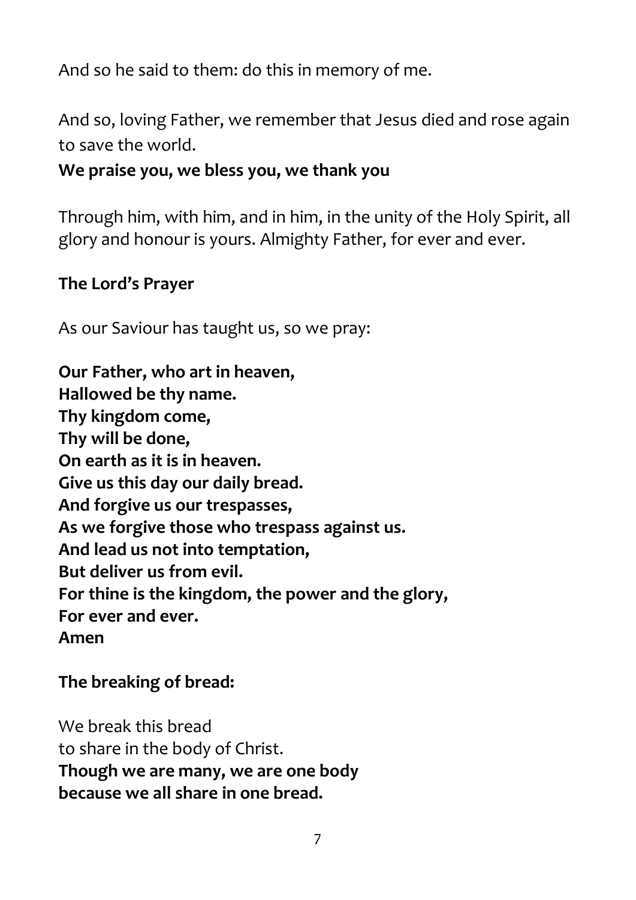And so he said to them: do this in memory of me.

And so, loving Father, we remember that Jesus died and rose again to save the world.
**We praise you, we bless you, we thank you**

Through him, with him, and in him, in the unity of the Holy Spirit, all glory and honour is yours. Almighty Father, for ever and ever.

**The Lord's Prayer**

As our Saviour has taught us, so we pray:

**Our Father, who art in heaven,**
**Hallowed be thy name.**
**Thy kingdom come,**
**Thy will be done,**
**On earth as it is in heaven.**
**Give us this day our daily bread.**
**And forgive us our trespasses,**
**As we forgive those who trespass against us.**
**And lead us not into temptation,**
**But deliver us from evil.**
**For thine is the kingdom, the power and the glory,**
**For ever and ever.**
**Amen**

**The breaking of bread:**

We break this bread
to share in the body of Christ.
**Though we are many, we are one body**
**because we all share in one bread.**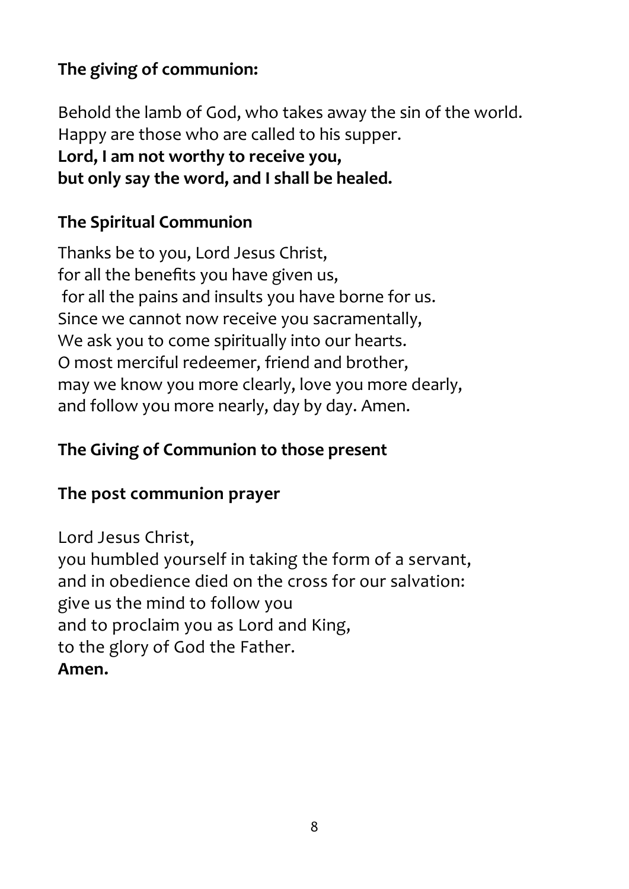**The giving of communion:**

Behold the lamb of God, who takes away the sin of the world.  
Happy are those who are called to his supper.  
**Lord, I am not worthy to receive you,**  
**but only say the word, and I shall be healed.**

**The Spiritual Communion**

Thanks be to you, Lord Jesus Christ,  
for all the benefits you have given us,  
for all the pains and insults you have borne for us.  
Since we cannot now receive you sacramentally,  
We ask you to come spiritually into our hearts.  
O most merciful redeemer, friend and brother,  
may we know you more clearly, love you more dearly,  
and follow you more nearly, day by day. Amen.

**The Giving of Communion to those present**

**The post communion prayer**

Lord Jesus Christ,  
you humbled yourself in taking the form of a servant,  
and in obedience died on the cross for our salvation:  
give us the mind to follow you  
and to proclaim you as Lord and King,  
to the glory of God the Father.  
**Amen.**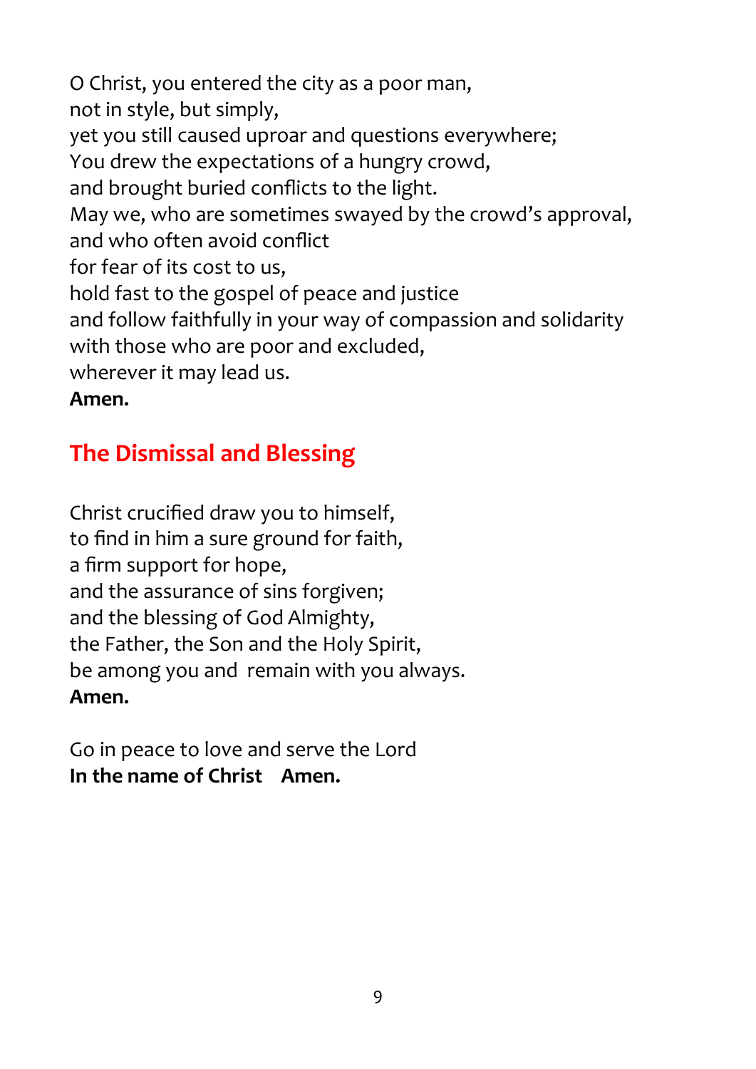O Christ, you entered the city as a poor man,  
not in style, but simply,  
yet you still caused uproar and questions everywhere;  
You drew the expectations of a hungry crowd,  
and brought buried conflicts to the light.  
May we, who are sometimes swayed by the crowd's approval,  
and who often avoid conflict  
for fear of its cost to us,  
hold fast to the gospel of peace and justice  
and follow faithfully in your way of compassion and solidarity  
with those who are poor and excluded,  
wherever it may lead us.  
**Amen.**

## The Dismissal and Blessing

Christ crucified draw you to himself,  
to find in him a sure ground for faith,  
a firm support for hope,  
and the assurance of sins forgiven;  
and the blessing of God Almighty,  
the Father, the Son and the Holy Spirit,  
be among you and remain with you always.  
**Amen.**

Go in peace to love and serve the Lord  
**In the name of Christ Amen.**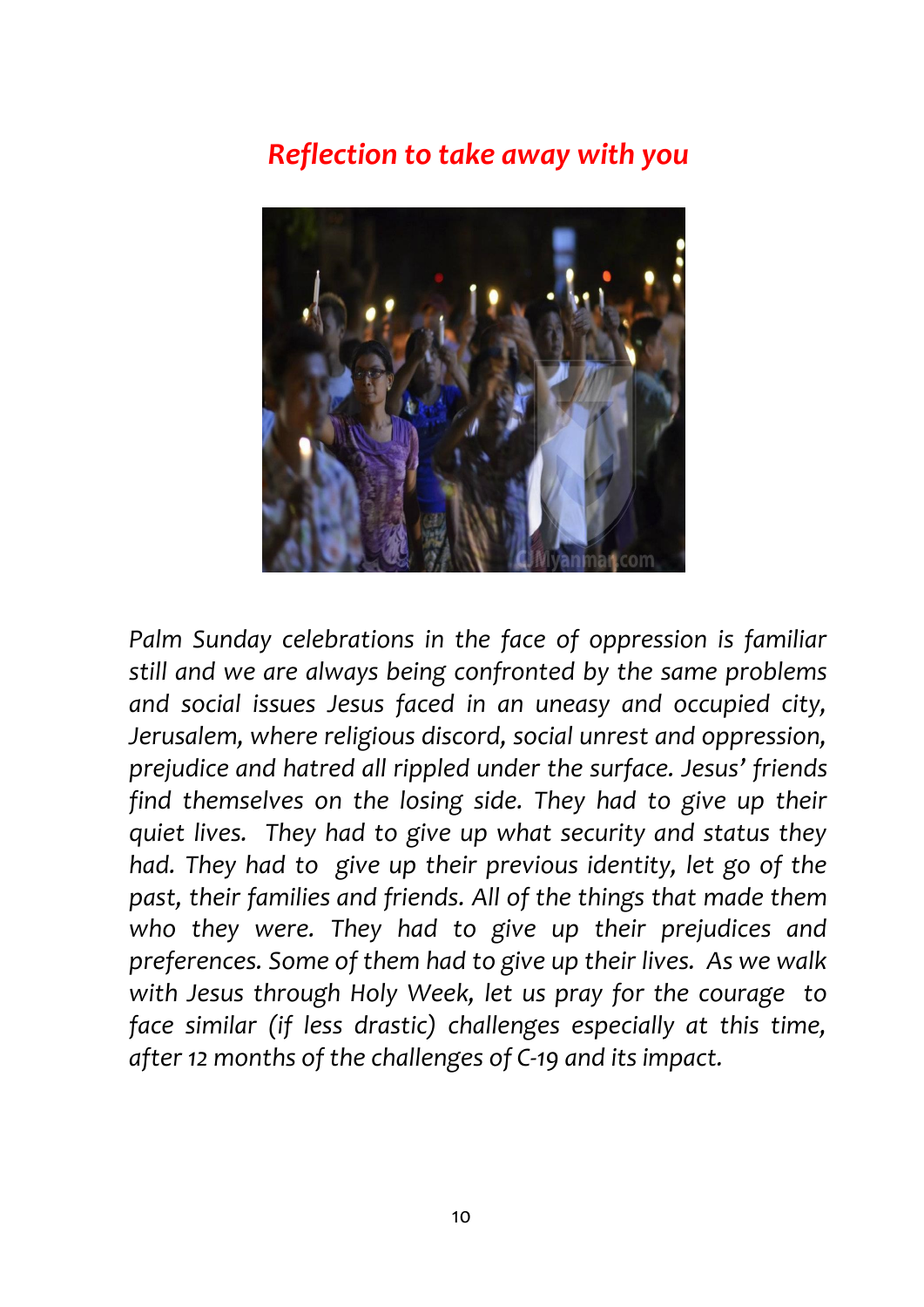## *Reflection to take away with you*

*Palm Sunday celebrations in the face of oppression is familiar still and we are always being confronted by the same problems and social issues Jesus faced in an uneasy and occupied city, Jerusalem, where religious discord, social unrest and oppression, prejudice and hatred all rippled under the surface. Jesus' friends find themselves on the losing side. They had to give up their quiet lives. They had to give up what security and status they had. They had to give up their previous identity, let go of the past, their families and friends. All of the things that made them who they were. They had to give up their prejudices and preferences. Some of them had to give up their lives. As we walk with Jesus through Holy Week, let us pray for the courage to face similar (if less drastic) challenges especially at this time, after 12 months of the challenges of C-19 and its impact.*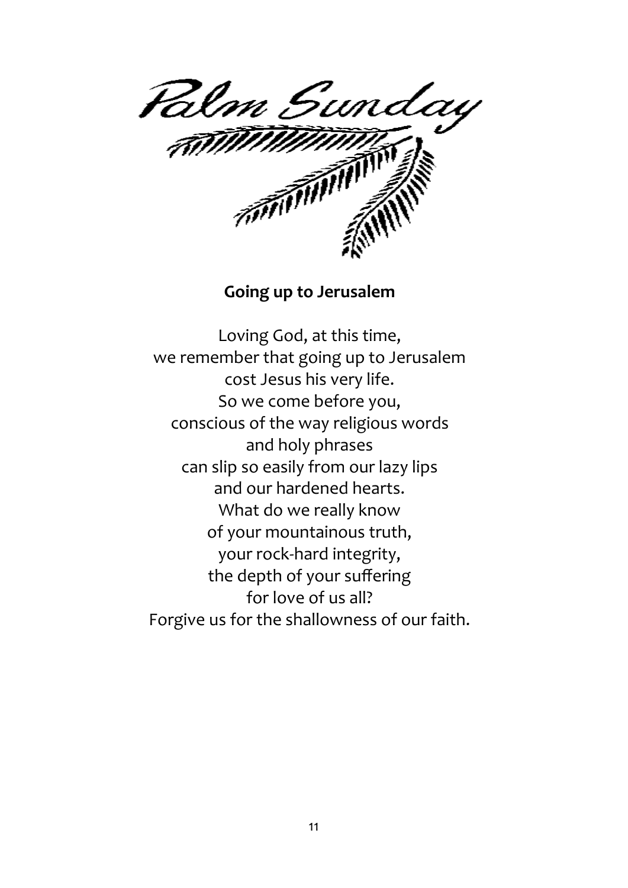# Palm Sunday

**Going up to Jerusalem**

Loving God, at this time,
we remember that going up to Jerusalem
cost Jesus his very life.
So we come before you,
conscious of the way religious words
and holy phrases
can slip so easily from our lazy lips
and our hardened hearts.
What do we really know
of your mountainous truth,
your rock-hard integrity,
the depth of your suffering
for love of us all?
Forgive us for the shallowness of our faith.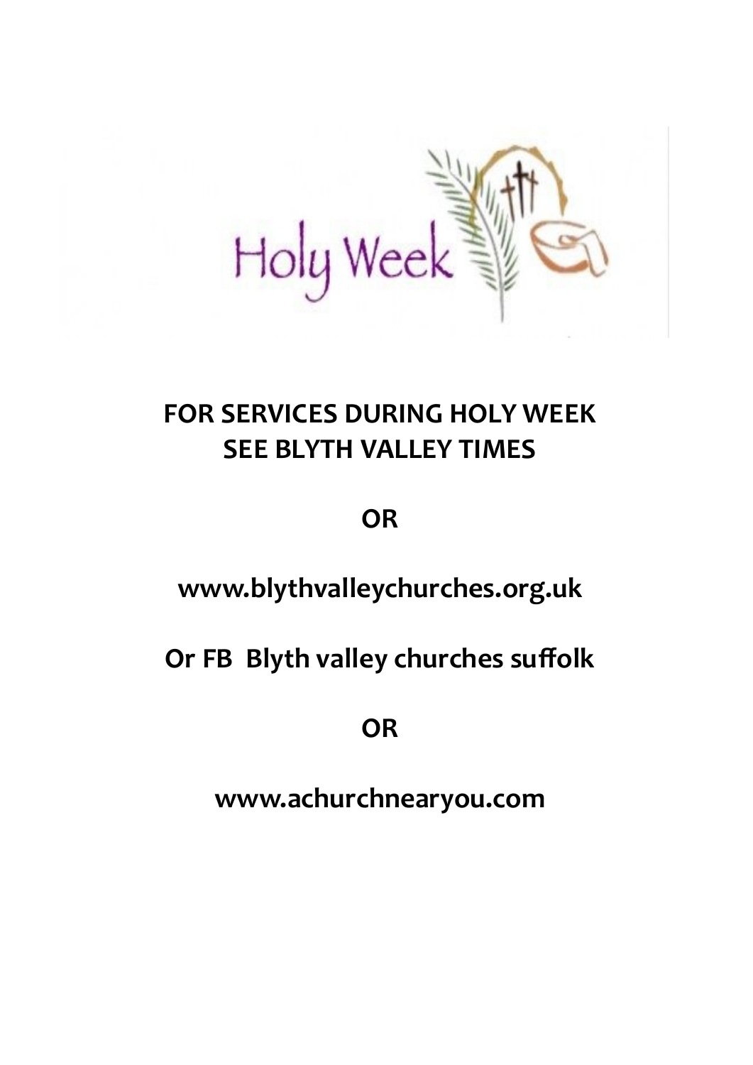Holy Week

**FOR SERVICES DURING HOLY WEEK SEE BLYTH VALLEY TIMES**

**OR**

**www.blythvalleychurches.org.uk**

**Or FB Blyth valley churches suffolk**

**OR**

**www.achurchnearyou.com**